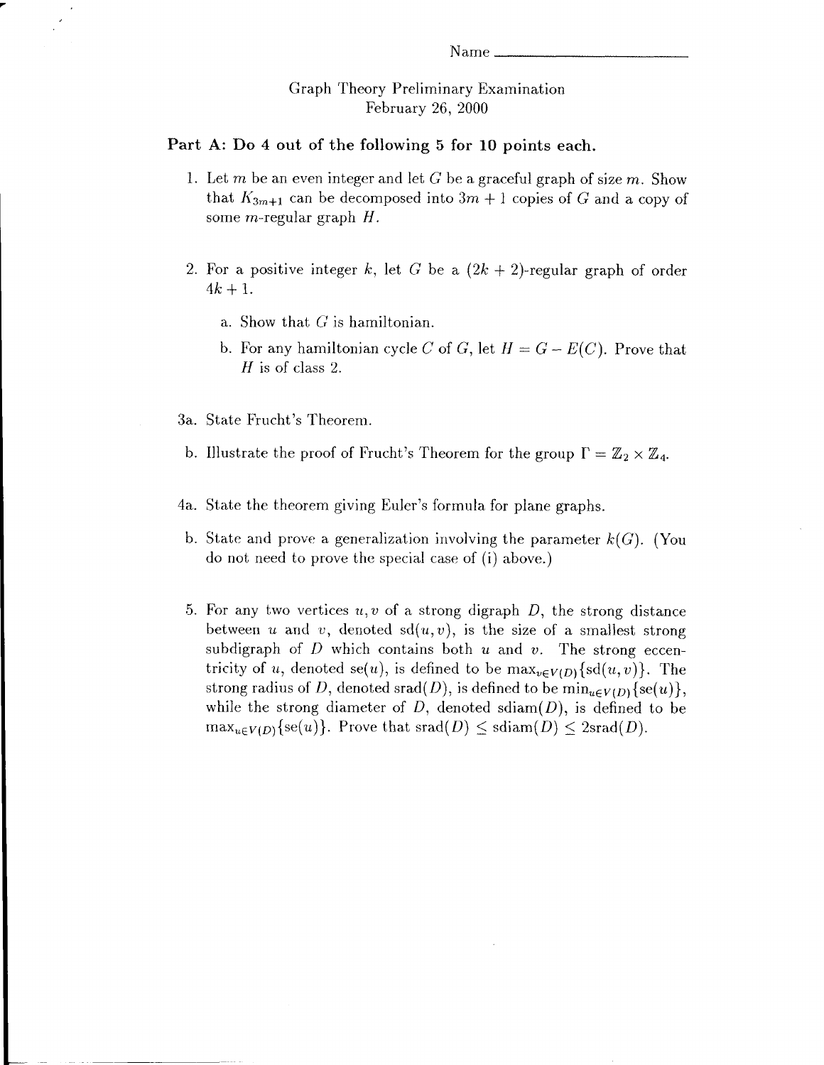Name ____________________

Graph Theory Preliminary Examination
February 26, 2000

**Part A: Do 4 out of the following 5 for 10 points each.**

1. Let $m$ be an even integer and let $G$ be a graceful graph of size $m$. Show that $K_{3m+1}$ can be decomposed into $3m+1$ copies of $G$ and a copy of some $m$-regular graph $H$.

2. For a positive integer $k$, let $G$ be a $(2k+2)$-regular graph of order $4k+1$.

   a. Show that $G$ is hamiltonian.

   b. For any hamiltonian cycle $C$ of $G$, let $H = G - E(C)$. Prove that $H$ is of class 2.

3a. State Frucht's Theorem.

  b. Illustrate the proof of Frucht's Theorem for the group $\Gamma = \mathbb{Z}_2 \times \mathbb{Z}_4$.

4a. State the theorem giving Euler's formula for plane graphs.

  b. State and prove a generalization involving the parameter $k(G)$. (You do not need to prove the special case of (i) above.)

5. For any two vertices $u, v$ of a strong digraph $D$, the strong distance between $u$ and $v$, denoted $\text{sd}(u,v)$, is the size of a smallest strong subdigraph of $D$ which contains both $u$ and $v$. The strong eccentricity of $u$, denoted $\text{se}(u)$, is defined to be $\max_{v \in V(D)}\{\text{sd}(u,v)\}$. The strong radius of $D$, denoted $\text{srad}(D)$, is defined to be $\min_{u \in V(D)}\{\text{se}(u)\}$, while the strong diameter of $D$, denoted $\text{sdiam}(D)$, is defined to be $\max_{u \in V(D)}\{\text{se}(u)\}$. Prove that $\text{srad}(D) \leq \text{sdiam}(D) \leq 2\text{srad}(D)$.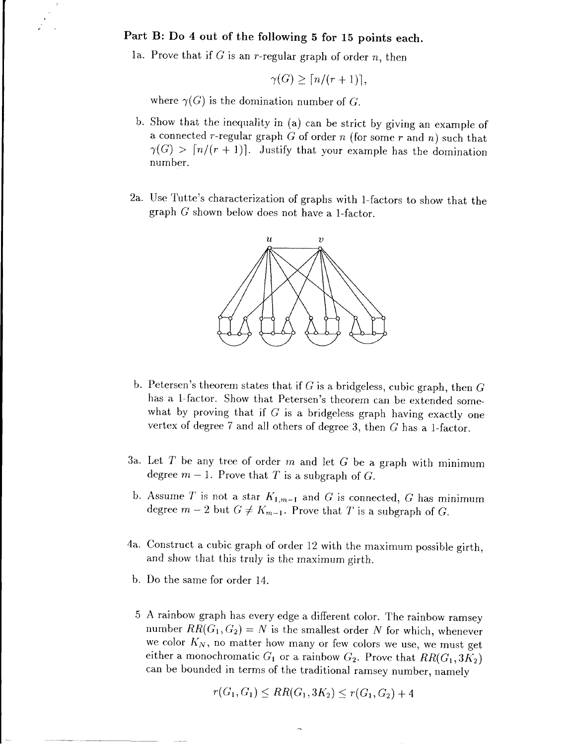**Part B: Do 4 out of the following 5 for 15 points each.**

1a. Prove that if $G$ is an $r$-regular graph of order $n$, then

$$\gamma(G) \geq \lceil n/(r+1) \rceil,$$

where $\gamma(G)$ is the domination number of $G$.

b. Show that the inequality in (a) can be strict by giving an example of a connected $r$-regular graph $G$ of order $n$ (for some $r$ and $n$) such that $\gamma(G) > \lceil n/(r+1) \rceil$. Justify that your example has the domination number.

2a. Use Tutte's characterization of graphs with 1-factors to show that the graph $G$ shown below does not have a 1-factor.

u v

b. Petersen's theorem states that if $G$ is a bridgeless, cubic graph, then $G$ has a 1-factor. Show that Petersen's theorem can be extended somewhat by proving that if $G$ is a bridgeless graph having exactly one vertex of degree 7 and all others of degree 3, then $G$ has a 1-factor.

3a. Let $T$ be any tree of order $m$ and let $G$ be a graph with minimum degree $m-1$. Prove that $T$ is a subgraph of $G$.

b. Assume $T$ is not a star $K_{1,m-1}$ and $G$ is connected, $G$ has minimum degree $m-2$ but $G \neq K_{m-1}$. Prove that $T$ is a subgraph of $G$.

4a. Construct a cubic graph of order 12 with the maximum possible girth, and show that this truly is the maximum girth.

b. Do the same for order 14.

5 A rainbow graph has every edge a different color. The rainbow ramsey number $RR(G_1, G_2) = N$ is the smallest order $N$ for which, whenever we color $K_N$, no matter how many or few colors we use, we must get either a monochromatic $G_1$ or a rainbow $G_2$. Prove that $RR(G_1, 3K_2)$ can be bounded in terms of the traditional ramsey number, namely

$$r(G_1, G_1) \leq RR(G_1, 3K_2) \leq r(G_1, G_2) + 4$$